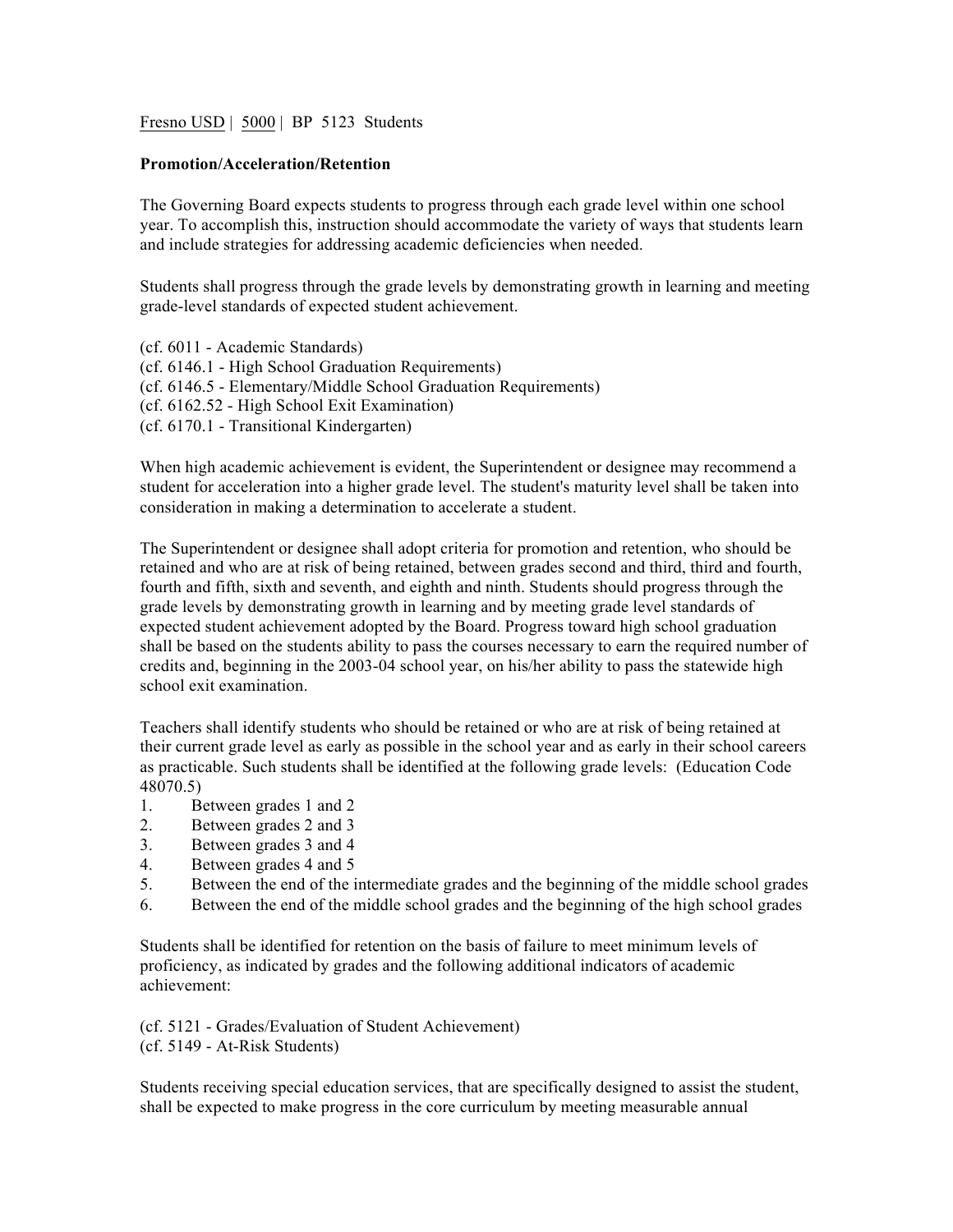Fresno USD | 5000 | BP 5123 Students

**Promotion/Acceleration/Retention**

The Governing Board expects students to progress through each grade level within one school year. To accomplish this, instruction should accommodate the variety of ways that students learn and include strategies for addressing academic deficiencies when needed.

Students shall progress through the grade levels by demonstrating growth in learning and meeting grade-level standards of expected student achievement.

(cf. 6011 - Academic Standards)
(cf. 6146.1 - High School Graduation Requirements)
(cf. 6146.5 - Elementary/Middle School Graduation Requirements)
(cf. 6162.52 - High School Exit Examination)
(cf. 6170.1 - Transitional Kindergarten)

When high academic achievement is evident, the Superintendent or designee may recommend a student for acceleration into a higher grade level. The student's maturity level shall be taken into consideration in making a determination to accelerate a student.

The Superintendent or designee shall adopt criteria for promotion and retention, who should be retained and who are at risk of being retained, between grades second and third, third and fourth, fourth and fifth, sixth and seventh, and eighth and ninth. Students should progress through the grade levels by demonstrating growth in learning and by meeting grade level standards of expected student achievement adopted by the Board. Progress toward high school graduation shall be based on the students ability to pass the courses necessary to earn the required number of credits and, beginning in the 2003-04 school year, on his/her ability to pass the statewide high school exit examination.

Teachers shall identify students who should be retained or who are at risk of being retained at their current grade level as early as possible in the school year and as early in their school careers as practicable. Such students shall be identified at the following grade levels: (Education Code 48070.5)

1. Between grades 1 and 2
2. Between grades 2 and 3
3. Between grades 3 and 4
4. Between grades 4 and 5
5. Between the end of the intermediate grades and the beginning of the middle school grades
6. Between the end of the middle school grades and the beginning of the high school grades

Students shall be identified for retention on the basis of failure to meet minimum levels of proficiency, as indicated by grades and the following additional indicators of academic achievement:

(cf. 5121 - Grades/Evaluation of Student Achievement)
(cf. 5149 - At-Risk Students)

Students receiving special education services, that are specifically designed to assist the student, shall be expected to make progress in the core curriculum by meeting measurable annual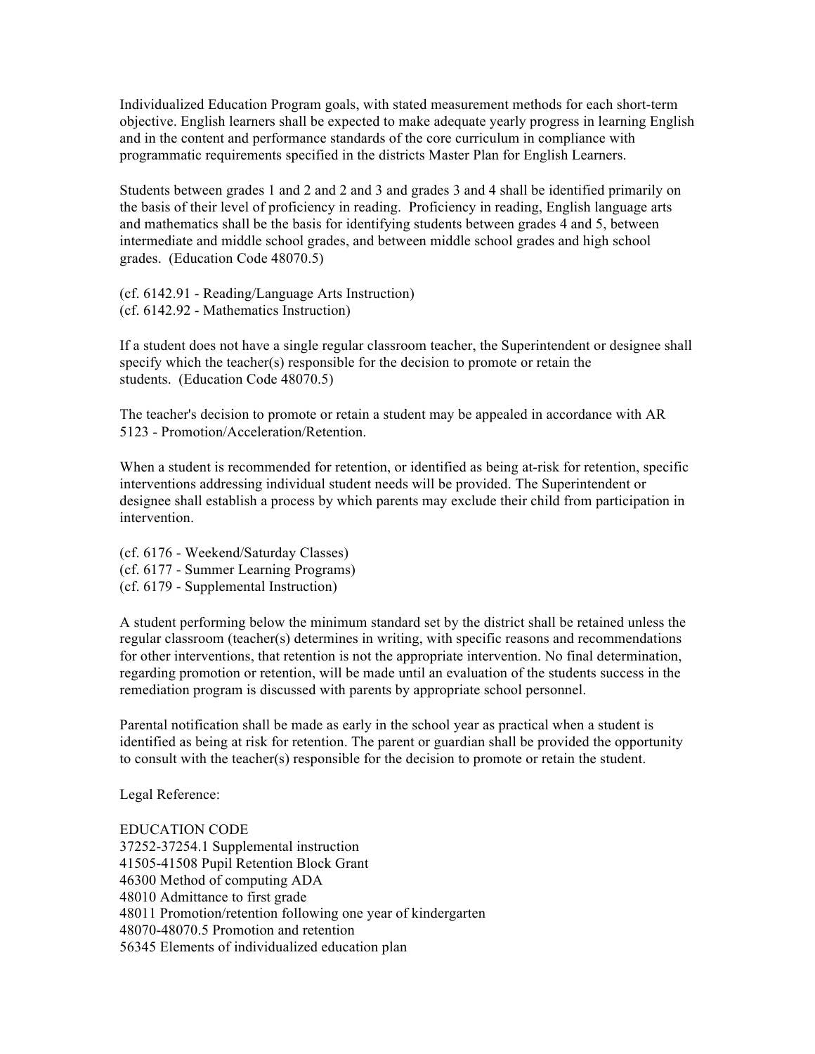Individualized Education Program goals, with stated measurement methods for each short-term objective. English learners shall be expected to make adequate yearly progress in learning English and in the content and performance standards of the core curriculum in compliance with programmatic requirements specified in the districts Master Plan for English Learners.

Students between grades 1 and 2 and 2 and 3 and grades 3 and 4 shall be identified primarily on the basis of their level of proficiency in reading. Proficiency in reading, English language arts and mathematics shall be the basis for identifying students between grades 4 and 5, between intermediate and middle school grades, and between middle school grades and high school grades. (Education Code 48070.5)

(cf. 6142.91 - Reading/Language Arts Instruction)
(cf. 6142.92 - Mathematics Instruction)

If a student does not have a single regular classroom teacher, the Superintendent or designee shall specify which the teacher(s) responsible for the decision to promote or retain the students. (Education Code 48070.5)

The teacher's decision to promote or retain a student may be appealed in accordance with AR 5123 - Promotion/Acceleration/Retention.

When a student is recommended for retention, or identified as being at-risk for retention, specific interventions addressing individual student needs will be provided. The Superintendent or designee shall establish a process by which parents may exclude their child from participation in intervention.

(cf. 6176 - Weekend/Saturday Classes)
(cf. 6177 - Summer Learning Programs)
(cf. 6179 - Supplemental Instruction)

A student performing below the minimum standard set by the district shall be retained unless the regular classroom (teacher(s) determines in writing, with specific reasons and recommendations for other interventions, that retention is not the appropriate intervention. No final determination, regarding promotion or retention, will be made until an evaluation of the students success in the remediation program is discussed with parents by appropriate school personnel.

Parental notification shall be made as early in the school year as practical when a student is identified as being at risk for retention. The parent or guardian shall be provided the opportunity to consult with the teacher(s) responsible for the decision to promote or retain the student.

Legal Reference:

EDUCATION CODE
37252-37254.1 Supplemental instruction
41505-41508 Pupil Retention Block Grant
46300 Method of computing ADA
48010 Admittance to first grade
48011 Promotion/retention following one year of kindergarten
48070-48070.5 Promotion and retention
56345 Elements of individualized education plan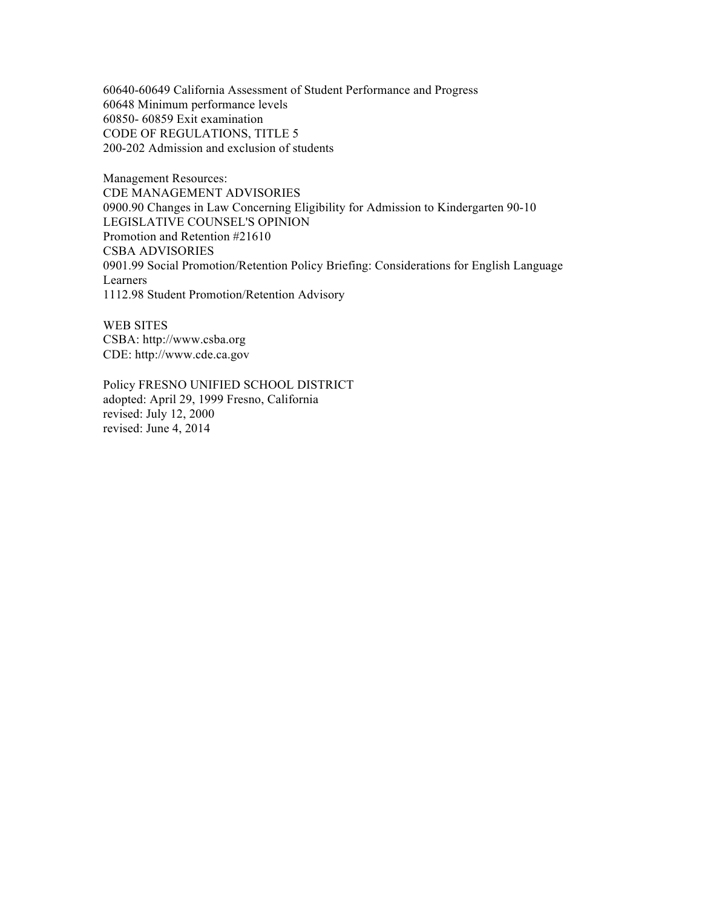60640-60649 California Assessment of Student Performance and Progress
60648 Minimum performance levels
60850- 60859 Exit examination
CODE OF REGULATIONS, TITLE 5
200-202 Admission and exclusion of students

Management Resources:
CDE MANAGEMENT ADVISORIES
0900.90 Changes in Law Concerning Eligibility for Admission to Kindergarten 90-10
LEGISLATIVE COUNSEL'S OPINION
Promotion and Retention #21610
CSBA ADVISORIES
0901.99 Social Promotion/Retention Policy Briefing: Considerations for English Language Learners
1112.98 Student Promotion/Retention Advisory

WEB SITES
CSBA: http://www.csba.org
CDE: http://www.cde.ca.gov

Policy FRESNO UNIFIED SCHOOL DISTRICT
adopted: April 29, 1999 Fresno, California
revised: July 12, 2000
revised: June 4, 2014